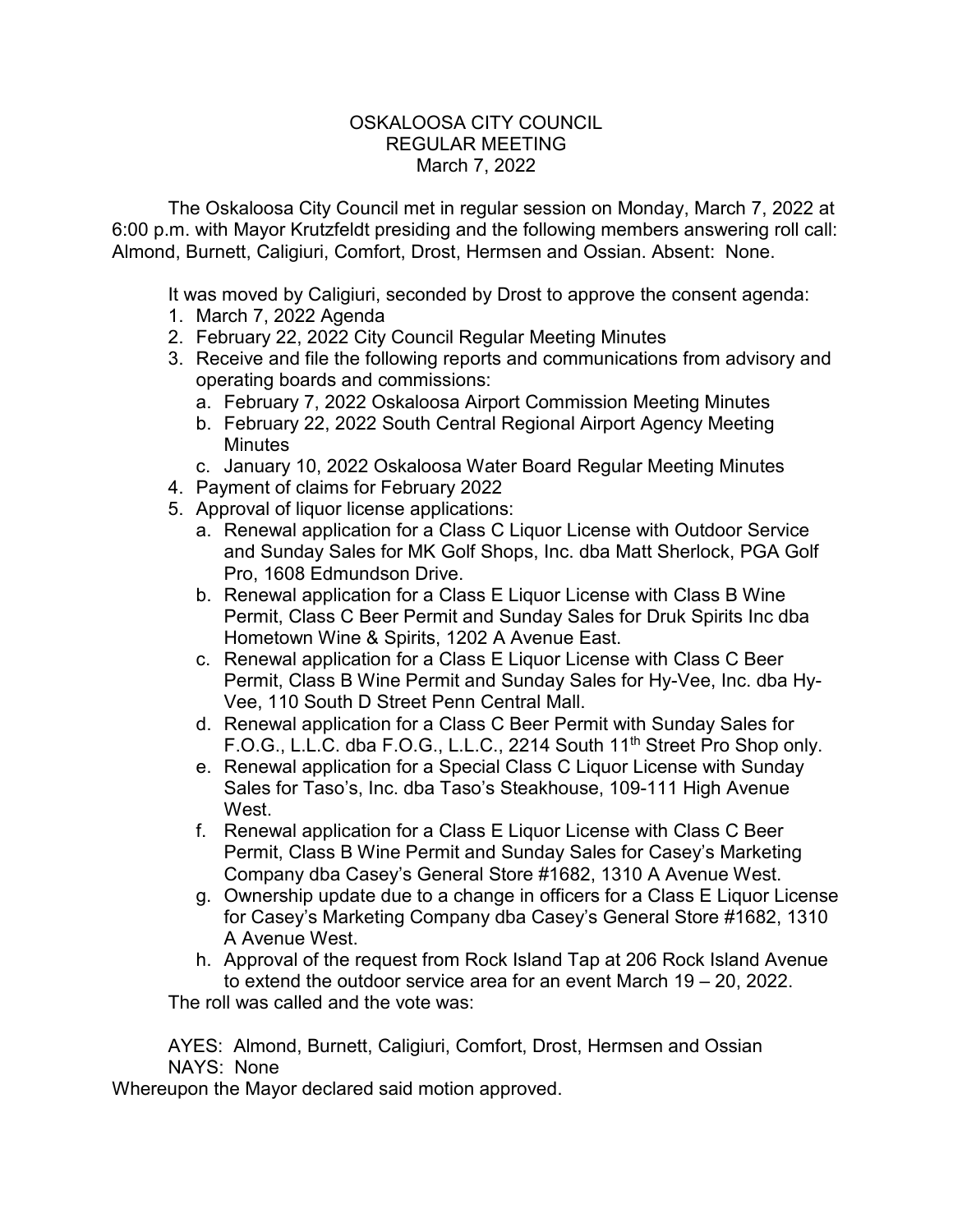# OSKALOOSA CITY COUNCIL
## REGULAR MEETING
### March 7, 2022

The Oskaloosa City Council met in regular session on Monday, March 7, 2022 at 6:00 p.m. with Mayor Krutzfeldt presiding and the following members answering roll call: Almond, Burnett, Caligiuri, Comfort, Drost, Hermsen and Ossian. Absent: None.

It was moved by Caligiuri, seconded by Drost to approve the consent agenda:

1. March 7, 2022 Agenda
2. February 22, 2022 City Council Regular Meeting Minutes
3. Receive and file the following reports and communications from advisory and operating boards and commissions:
   a. February 7, 2022 Oskaloosa Airport Commission Meeting Minutes
   b. February 22, 2022 South Central Regional Airport Agency Meeting Minutes
   c. January 10, 2022 Oskaloosa Water Board Regular Meeting Minutes
4. Payment of claims for February 2022
5. Approval of liquor license applications:
   a. Renewal application for a Class C Liquor License with Outdoor Service and Sunday Sales for MK Golf Shops, Inc. dba Matt Sherlock, PGA Golf Pro, 1608 Edmundson Drive.
   b. Renewal application for a Class E Liquor License with Class B Wine Permit, Class C Beer Permit and Sunday Sales for Druk Spirits Inc dba Hometown Wine & Spirits, 1202 A Avenue East.
   c. Renewal application for a Class E Liquor License with Class C Beer Permit, Class B Wine Permit and Sunday Sales for Hy-Vee, Inc. dba Hy-Vee, 110 South D Street Penn Central Mall.
   d. Renewal application for a Class C Beer Permit with Sunday Sales for F.O.G., L.L.C. dba F.O.G., L.L.C., 2214 South 11th Street Pro Shop only.
   e. Renewal application for a Special Class C Liquor License with Sunday Sales for Taso's, Inc. dba Taso's Steakhouse, 109-111 High Avenue West.
   f. Renewal application for a Class E Liquor License with Class C Beer Permit, Class B Wine Permit and Sunday Sales for Casey's Marketing Company dba Casey's General Store #1682, 1310 A Avenue West.
   g. Ownership update due to a change in officers for a Class E Liquor License for Casey's Marketing Company dba Casey's General Store #1682, 1310 A Avenue West.
   h. Approval of the request from Rock Island Tap at 206 Rock Island Avenue to extend the outdoor service area for an event March 19 – 20, 2022.

The roll was called and the vote was:

AYES: Almond, Burnett, Caligiuri, Comfort, Drost, Hermsen and Ossian
NAYS: None

Whereupon the Mayor declared said motion approved.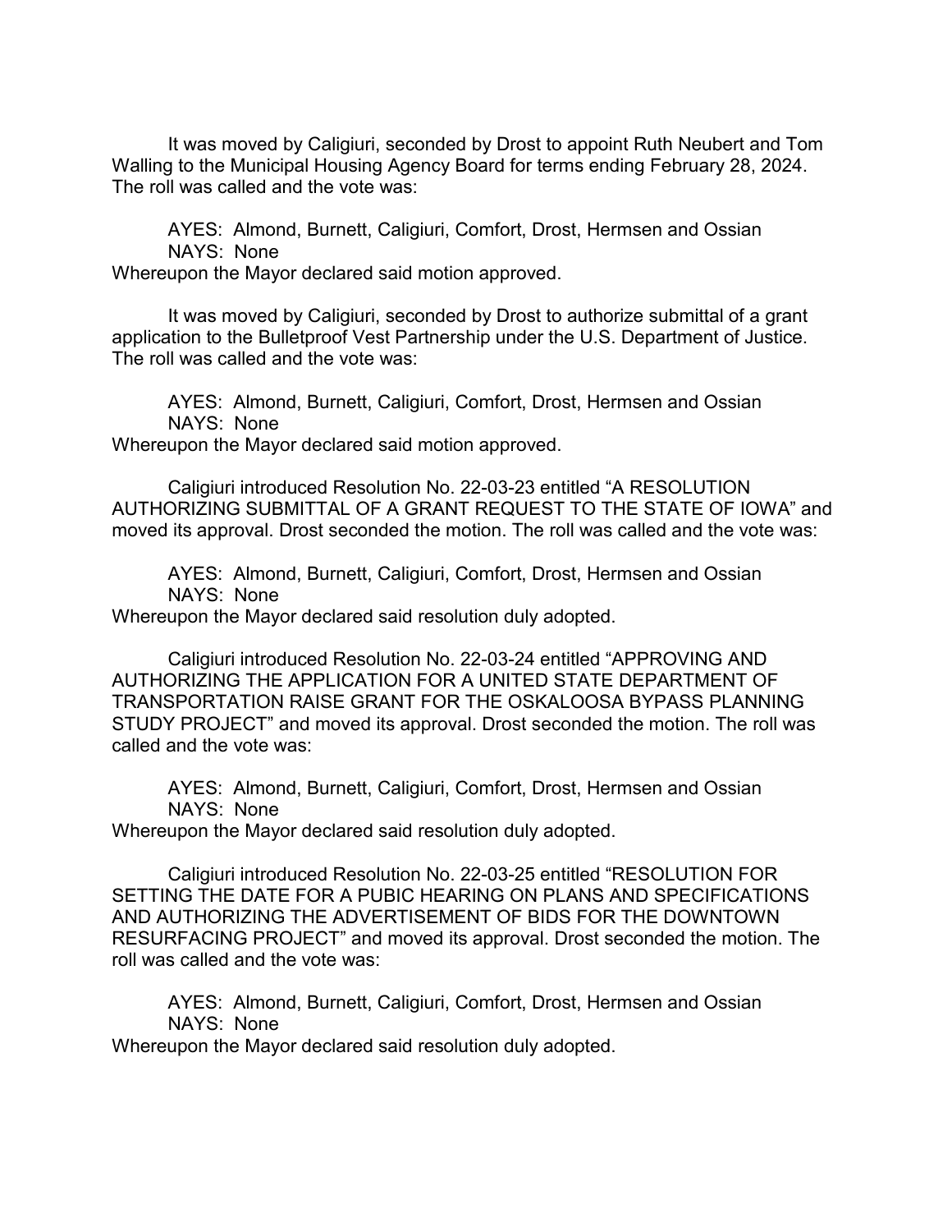It was moved by Caligiuri, seconded by Drost to appoint Ruth Neubert and Tom Walling to the Municipal Housing Agency Board for terms ending February 28, 2024. The roll was called and the vote was:

AYES: Almond, Burnett, Caligiuri, Comfort, Drost, Hermsen and Ossian
NAYS: None

Whereupon the Mayor declared said motion approved.

It was moved by Caligiuri, seconded by Drost to authorize submittal of a grant application to the Bulletproof Vest Partnership under the U.S. Department of Justice. The roll was called and the vote was:

AYES: Almond, Burnett, Caligiuri, Comfort, Drost, Hermsen and Ossian
NAYS: None

Whereupon the Mayor declared said motion approved.

Caligiuri introduced Resolution No. 22-03-23 entitled "A RESOLUTION AUTHORIZING SUBMITTAL OF A GRANT REQUEST TO THE STATE OF IOWA" and moved its approval. Drost seconded the motion. The roll was called and the vote was:

AYES: Almond, Burnett, Caligiuri, Comfort, Drost, Hermsen and Ossian
NAYS: None

Whereupon the Mayor declared said resolution duly adopted.

Caligiuri introduced Resolution No. 22-03-24 entitled "APPROVING AND AUTHORIZING THE APPLICATION FOR A UNITED STATE DEPARTMENT OF TRANSPORTATION RAISE GRANT FOR THE OSKALOOSA BYPASS PLANNING STUDY PROJECT" and moved its approval. Drost seconded the motion. The roll was called and the vote was:

AYES: Almond, Burnett, Caligiuri, Comfort, Drost, Hermsen and Ossian
NAYS: None

Whereupon the Mayor declared said resolution duly adopted.

Caligiuri introduced Resolution No. 22-03-25 entitled "RESOLUTION FOR SETTING THE DATE FOR A PUBIC HEARING ON PLANS AND SPECIFICATIONS AND AUTHORIZING THE ADVERTISEMENT OF BIDS FOR THE DOWNTOWN RESURFACING PROJECT" and moved its approval. Drost seconded the motion. The roll was called and the vote was:

AYES: Almond, Burnett, Caligiuri, Comfort, Drost, Hermsen and Ossian
NAYS: None

Whereupon the Mayor declared said resolution duly adopted.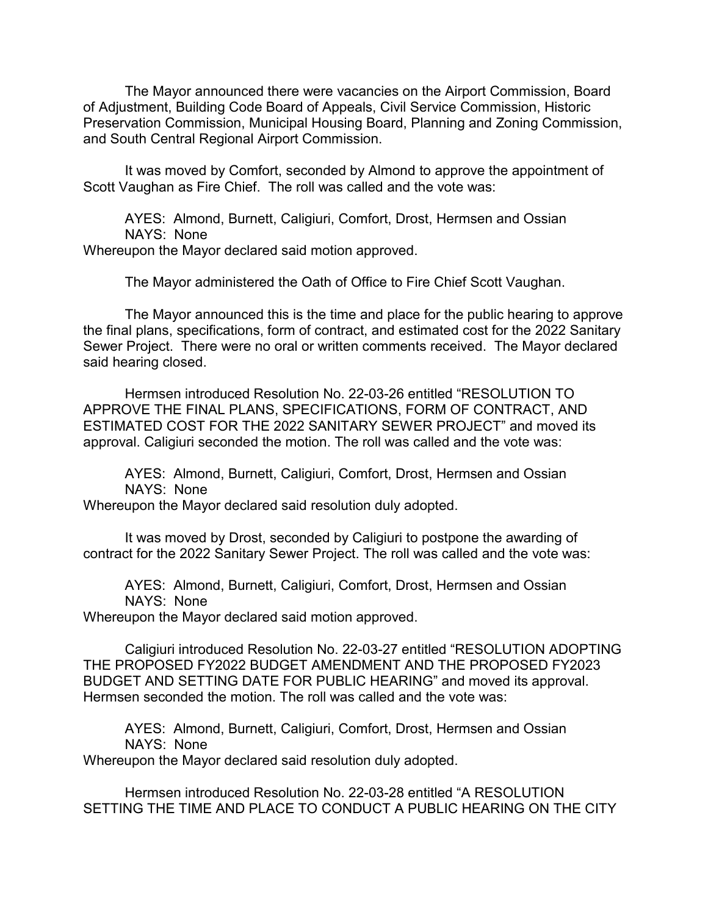The Mayor announced there were vacancies on the Airport Commission, Board of Adjustment, Building Code Board of Appeals, Civil Service Commission, Historic Preservation Commission, Municipal Housing Board, Planning and Zoning Commission, and South Central Regional Airport Commission.

It was moved by Comfort, seconded by Almond to approve the appointment of Scott Vaughan as Fire Chief. The roll was called and the vote was:

AYES: Almond, Burnett, Caligiuri, Comfort, Drost, Hermsen and Ossian
NAYS: None
Whereupon the Mayor declared said motion approved.

The Mayor administered the Oath of Office to Fire Chief Scott Vaughan.

The Mayor announced this is the time and place for the public hearing to approve the final plans, specifications, form of contract, and estimated cost for the 2022 Sanitary Sewer Project. There were no oral or written comments received. The Mayor declared said hearing closed.

Hermsen introduced Resolution No. 22-03-26 entitled "RESOLUTION TO APPROVE THE FINAL PLANS, SPECIFICATIONS, FORM OF CONTRACT, AND ESTIMATED COST FOR THE 2022 SANITARY SEWER PROJECT" and moved its approval. Caligiuri seconded the motion. The roll was called and the vote was:

AYES: Almond, Burnett, Caligiuri, Comfort, Drost, Hermsen and Ossian
NAYS: None
Whereupon the Mayor declared said resolution duly adopted.

It was moved by Drost, seconded by Caligiuri to postpone the awarding of contract for the 2022 Sanitary Sewer Project. The roll was called and the vote was:

AYES: Almond, Burnett, Caligiuri, Comfort, Drost, Hermsen and Ossian
NAYS: None
Whereupon the Mayor declared said motion approved.

Caligiuri introduced Resolution No. 22-03-27 entitled "RESOLUTION ADOPTING THE PROPOSED FY2022 BUDGET AMENDMENT AND THE PROPOSED FY2023 BUDGET AND SETTING DATE FOR PUBLIC HEARING" and moved its approval. Hermsen seconded the motion. The roll was called and the vote was:

AYES: Almond, Burnett, Caligiuri, Comfort, Drost, Hermsen and Ossian
NAYS: None
Whereupon the Mayor declared said resolution duly adopted.

Hermsen introduced Resolution No. 22-03-28 entitled "A RESOLUTION SETTING THE TIME AND PLACE TO CONDUCT A PUBLIC HEARING ON THE CITY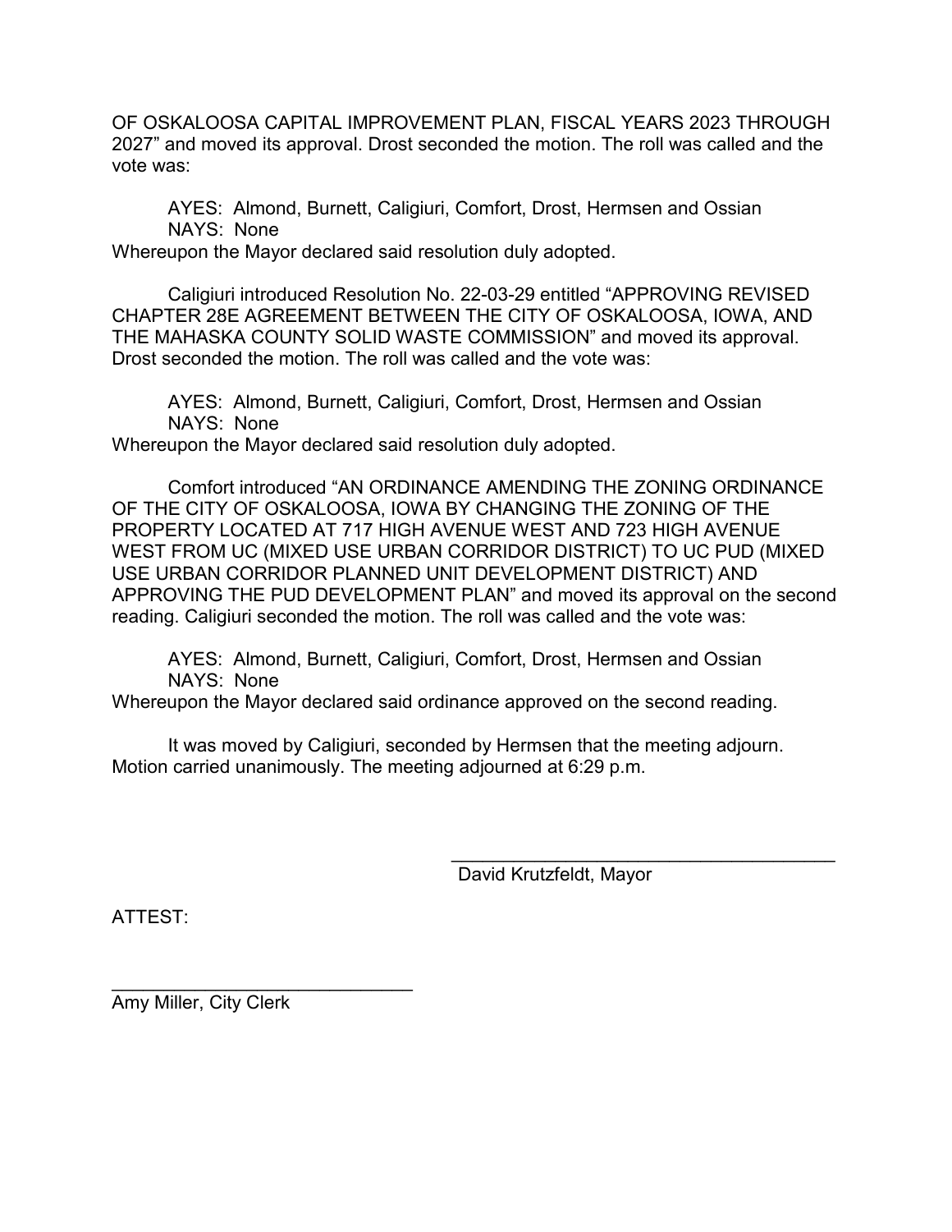OF OSKALOOSA CAPITAL IMPROVEMENT PLAN, FISCAL YEARS 2023 THROUGH 2027" and moved its approval. Drost seconded the motion. The roll was called and the vote was:

AYES: Almond, Burnett, Caligiuri, Comfort, Drost, Hermsen and Ossian
NAYS: None

Whereupon the Mayor declared said resolution duly adopted.

Caligiuri introduced Resolution No. 22-03-29 entitled "APPROVING REVISED CHAPTER 28E AGREEMENT BETWEEN THE CITY OF OSKALOOSA, IOWA, AND THE MAHASKA COUNTY SOLID WASTE COMMISSION" and moved its approval. Drost seconded the motion. The roll was called and the vote was:

AYES: Almond, Burnett, Caligiuri, Comfort, Drost, Hermsen and Ossian
NAYS: None

Whereupon the Mayor declared said resolution duly adopted.

Comfort introduced "AN ORDINANCE AMENDING THE ZONING ORDINANCE OF THE CITY OF OSKALOOSA, IOWA BY CHANGING THE ZONING OF THE PROPERTY LOCATED AT 717 HIGH AVENUE WEST AND 723 HIGH AVENUE WEST FROM UC (MIXED USE URBAN CORRIDOR DISTRICT) TO UC PUD (MIXED USE URBAN CORRIDOR PLANNED UNIT DEVELOPMENT DISTRICT) AND APPROVING THE PUD DEVELOPMENT PLAN" and moved its approval on the second reading. Caligiuri seconded the motion. The roll was called and the vote was:

AYES: Almond, Burnett, Caligiuri, Comfort, Drost, Hermsen and Ossian
NAYS: None

Whereupon the Mayor declared said ordinance approved on the second reading.

It was moved by Caligiuri, seconded by Hermsen that the meeting adjourn. Motion carried unanimously. The meeting adjourned at 6:29 p.m.

\_\_\_\_\_\_\_\_\_\_\_\_\_\_\_\_\_\_\_\_\_\_\_\_\_\_\_\_\_\_\_\_\_\_\_\_\_\_\_\_
David Krutzfeldt, Mayor

ATTEST:

\_\_\_\_\_\_\_\_\_\_\_\_\_\_\_\_\_\_\_\_\_\_\_\_\_\_\_\_\_\_\_\_
Amy Miller, City Clerk